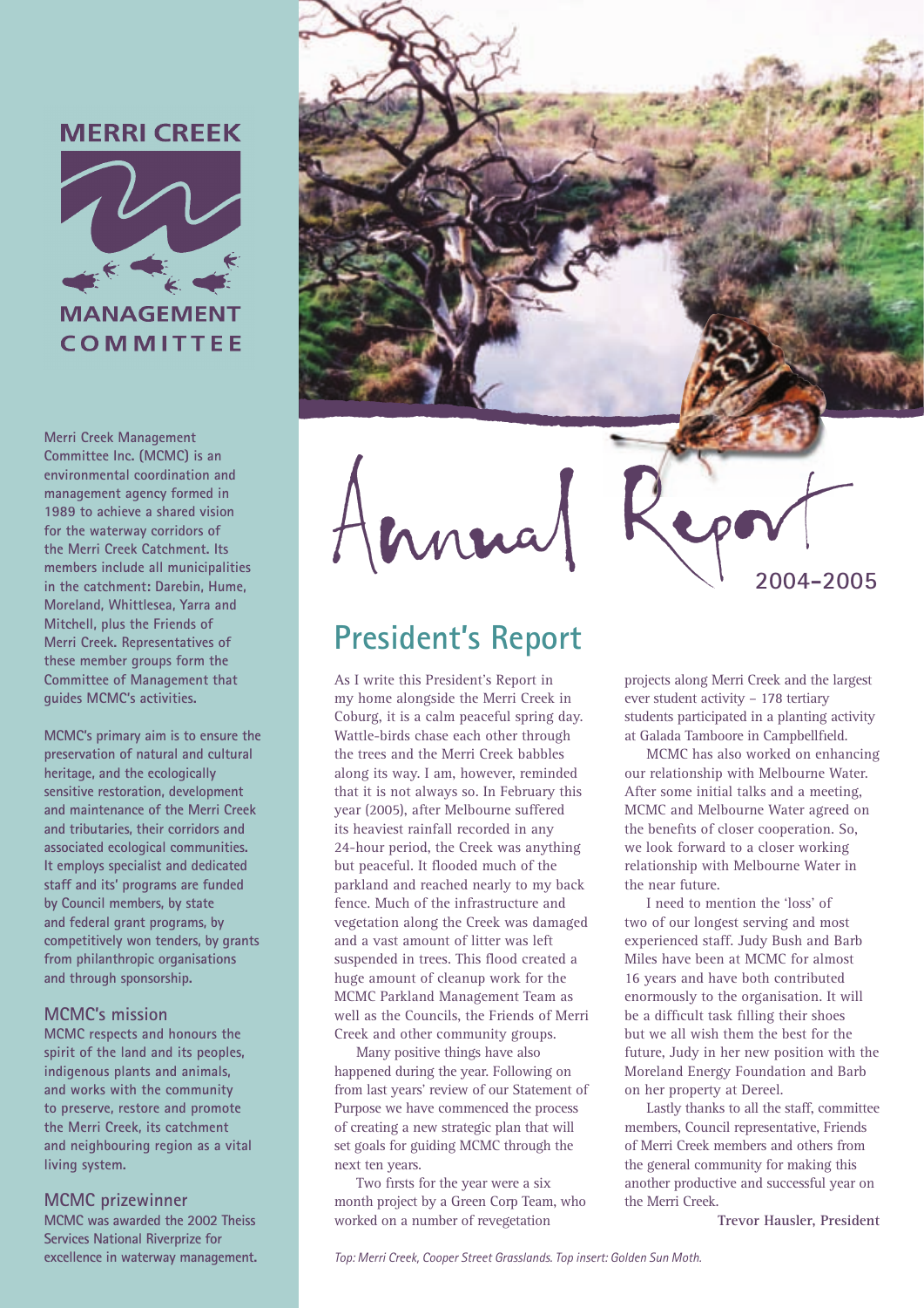# MERRI CREEK MANAGEMENT COMMITTEE

**Merri Creek Management Committee Inc. (MCMC) is an environmental coordination and management agency formed in 1989 to achieve a shared vision for the waterway corridors of the Merri Creek Catchment. Its members include all municipalities in the catchment: Darebin, Hume, Moreland, Whittlesea, Yarra and Mitchell, plus the Friends of Merri Creek. Representatives of these member groups form the Committee of Management that guides MCMC's activities.**

**MCMC's primary aim is to ensure the preservation of natural and cultural heritage, and the ecologically sensitive restoration, development and maintenance of the Merri Creek and tributaries, their corridors and associated ecological communities. It employs specialist and dedicated staff and its' programs are funded by Council members, by state and federal grant programs, by competitively won tenders, by grants from philanthropic organisations and through sponsorship.**

### MCMC's mission

**MCMC respects and honours the spirit of the land and its peoples, indigenous plants and animals, and works with the community to preserve, restore and promote the Merri Creek, its catchment and neighbouring region as a vital living system.**

### MCMC prizewinner

**MCMC was awarded the 2002 Theiss Services National Riverprize for excellence in waterway management.**

# Annual Report 2004-2005

## President's Report

As I write this President's Report in my home alongside the Merri Creek in Coburg, it is a calm peaceful spring day. Wattle-birds chase each other through the trees and the Merri Creek babbles along its way. I am, however, reminded that it is not always so. In February this year (2005), after Melbourne suffered its heaviest rainfall recorded in any 24-hour period, the Creek was anything but peaceful. It flooded much of the parkland and reached nearly to my back fence. Much of the infrastructure and vegetation along the Creek was damaged and a vast amount of litter was left suspended in trees. This flood created a huge amount of cleanup work for the MCMC Parkland Management Team as well as the Councils, the Friends of Merri Creek and other community groups.

Many positive things have also happened during the year. Following on from last years' review of our Statement of Purpose we have commenced the process of creating a new strategic plan that will set goals for guiding MCMC through the next ten years.

Two firsts for the year were a six month project by a Green Corp Team, who worked on a number of revegetation projects along Merri Creek and the largest ever student activity – 178 tertiary students participated in a planting activity at Galada Tamboore in Campbellfield.

MCMC has also worked on enhancing our relationship with Melbourne Water. After some initial talks and a meeting, MCMC and Melbourne Water agreed on the benefits of closer cooperation. So, we look forward to a closer working relationship with Melbourne Water in the near future.

I need to mention the 'loss' of two of our longest serving and most experienced staff. Judy Bush and Barb Miles have been at MCMC for almost 16 years and have both contributed enormously to the organisation. It will be a difficult task filling their shoes but we all wish them the best for the future, Judy in her new position with the Moreland Energy Foundation and Barb on her property at Dereel.

Lastly thanks to all the staff, committee members, Council representative, Friends of Merri Creek members and others from the general community for making this another productive and successful year on the Merri Creek.

**Trevor Hausler, President**

*Top: Merri Creek, Cooper Street Grasslands. Top insert: Golden Sun Moth.*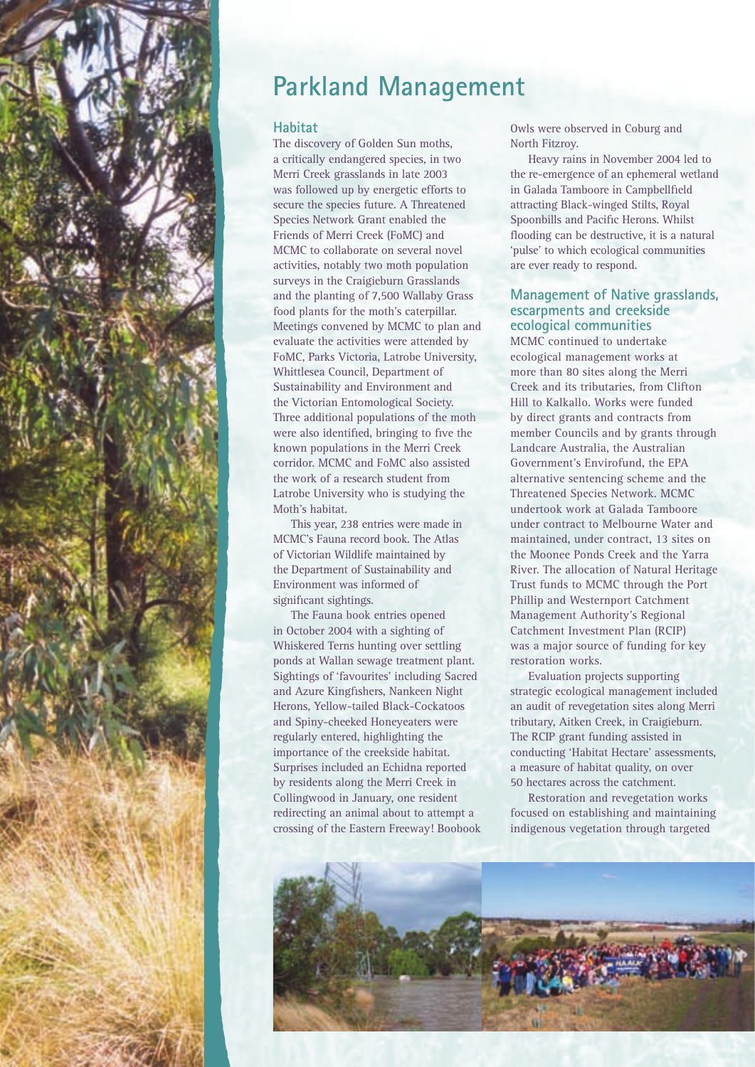# Parkland Management

## Habitat

The discovery of Golden Sun moths, a critically endangered species, in two Merri Creek grasslands in late 2003 was followed up by energetic efforts to secure the species future. A Threatened Species Network Grant enabled the Friends of Merri Creek (FoMC) and MCMC to collaborate on several novel activities, notably two moth population surveys in the Craigieburn Grasslands and the planting of 7,500 Wallaby Grass food plants for the moth's caterpillar. Meetings convened by MCMC to plan and evaluate the activities were attended by FoMC, Parks Victoria, Latrobe University, Whittlesea Council, Department of Sustainability and Environment and the Victorian Entomological Society. Three additional populations of the moth were also identified, bringing to five the known populations in the Merri Creek corridor. MCMC and FoMC also assisted the work of a research student from Latrobe University who is studying the Moth's habitat.

This year, 238 entries were made in MCMC's Fauna record book. The Atlas of Victorian Wildlife maintained by the Department of Sustainability and Environment was informed of significant sightings.

The Fauna book entries opened in October 2004 with a sighting of Whiskered Terns hunting over settling ponds at Wallan sewage treatment plant. Sightings of 'favourites' including Sacred and Azure Kingfishers, Nankeen Night Herons, Yellow-tailed Black-Cockatoos and Spiny-cheeked Honeyeaters were regularly entered, highlighting the importance of the creekside habitat. Surprises included an Echidna reported by residents along the Merri Creek in Collingwood in January, one resident redirecting an animal about to attempt a crossing of the Eastern Freeway! Boobook Owls were observed in Coburg and North Fitzroy.

Heavy rains in November 2004 led to the re-emergence of an ephemeral wetland in Galada Tamboore in Campbellfield attracting Black-winged Stilts, Royal Spoonbills and Pacific Herons. Whilst flooding can be destructive, it is a natural 'pulse' to which ecological communities are ever ready to respond.

## Management of Native grasslands, escarpments and creekside ecological communities

MCMC continued to undertake ecological management works at more than 80 sites along the Merri Creek and its tributaries, from Clifton Hill to Kalkallo. Works were funded by direct grants and contracts from member Councils and by grants through Landcare Australia, the Australian Government's Envirofund, the EPA alternative sentencing scheme and the Threatened Species Network. MCMC undertook work at Galada Tamboore under contract to Melbourne Water and maintained, under contract, 13 sites on the Moonee Ponds Creek and the Yarra River. The allocation of Natural Heritage Trust funds to MCMC through the Port Phillip and Westernport Catchment Management Authority's Regional Catchment Investment Plan (RCIP) was a major source of funding for key restoration works.

Evaluation projects supporting strategic ecological management included an audit of revegetation sites along Merri tributary, Aitken Creek, in Craigieburn. The RCIP grant funding assisted in conducting 'Habitat Hectare' assessments, a measure of habitat quality, on over 50 hectares across the catchment.

Restoration and revegetation works focused on establishing and maintaining indigenous vegetation through targeted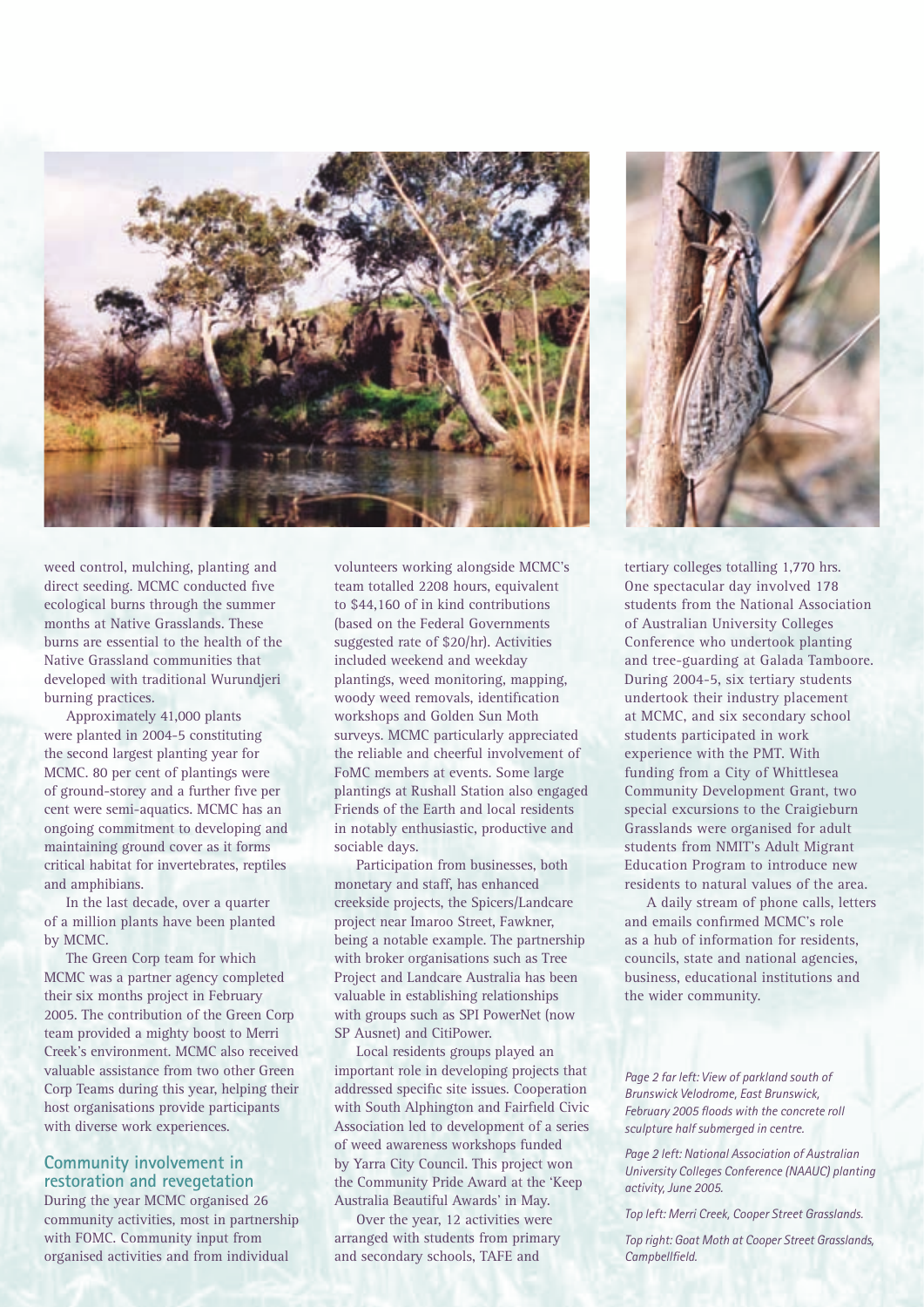weed control, mulching, planting and direct seeding. MCMC conducted five ecological burns through the summer months at Native Grasslands. These burns are essential to the health of the Native Grassland communities that developed with traditional Wurundjeri burning practices.

Approximately 41,000 plants were planted in 2004-5 constituting the second largest planting year for MCMC. 80 per cent of plantings were of ground-storey and a further five per cent were semi-aquatics. MCMC has an ongoing commitment to developing and maintaining ground cover as it forms critical habitat for invertebrates, reptiles and amphibians.

In the last decade, over a quarter of a million plants have been planted by MCMC.

The Green Corp team for which MCMC was a partner agency completed their six months project in February 2005. The contribution of the Green Corp team provided a mighty boost to Merri Creek's environment. MCMC also received valuable assistance from two other Green Corp Teams during this year, helping their host organisations provide participants with diverse work experiences.

## Community involvement in restoration and revegetation

During the year MCMC organised 26 community activities, most in partnership with FOMC. Community input from organised activities and from individual volunteers working alongside MCMC's team totalled 2208 hours, equivalent to $44,160 of in kind contributions (based on the Federal Governments suggested rate of $20/hr). Activities included weekend and weekday plantings, weed monitoring, mapping, woody weed removals, identification workshops and Golden Sun Moth surveys. MCMC particularly appreciated the reliable and cheerful involvement of FoMC members at events. Some large plantings at Rushall Station also engaged Friends of the Earth and local residents in notably enthusiastic, productive and sociable days.

Participation from businesses, both monetary and staff, has enhanced creekside projects, the Spicers/Landcare project near Imaroo Street, Fawkner, being a notable example. The partnership with broker organisations such as Tree Project and Landcare Australia has been valuable in establishing relationships with groups such as SPI PowerNet (now SP Ausnet) and CitiPower.

Local residents groups played an important role in developing projects that addressed specific site issues. Cooperation with South Alphington and Fairfield Civic Association led to development of a series of weed awareness workshops funded by Yarra City Council. This project won the Community Pride Award at the 'Keep Australia Beautiful Awards' in May.

Over the year, 12 activities were arranged with students from primary and secondary schools, TAFE and tertiary colleges totalling 1,770 hrs. One spectacular day involved 178 students from the National Association of Australian University Colleges Conference who undertook planting and tree-guarding at Galada Tamboore. During 2004-5, six tertiary students undertook their industry placement at MCMC, and six secondary school students participated in work experience with the PMT. With funding from a City of Whittlesea Community Development Grant, two special excursions to the Craigieburn Grasslands were organised for adult students from NMIT's Adult Migrant Education Program to introduce new residents to natural values of the area.

A daily stream of phone calls, letters and emails confirmed MCMC's role as a hub of information for residents, councils, state and national agencies, business, educational institutions and the wider community.

*Page 2 far left: View of parkland south of Brunswick Velodrome, East Brunswick, February 2005 floods with the concrete roll sculpture half submerged in centre.*

*Page 2 left: National Association of Australian University Colleges Conference (NAAUC) planting activity, June 2005.*

*Top left: Merri Creek, Cooper Street Grasslands.*

*Top right: Goat Moth at Cooper Street Grasslands, Campbellfield.*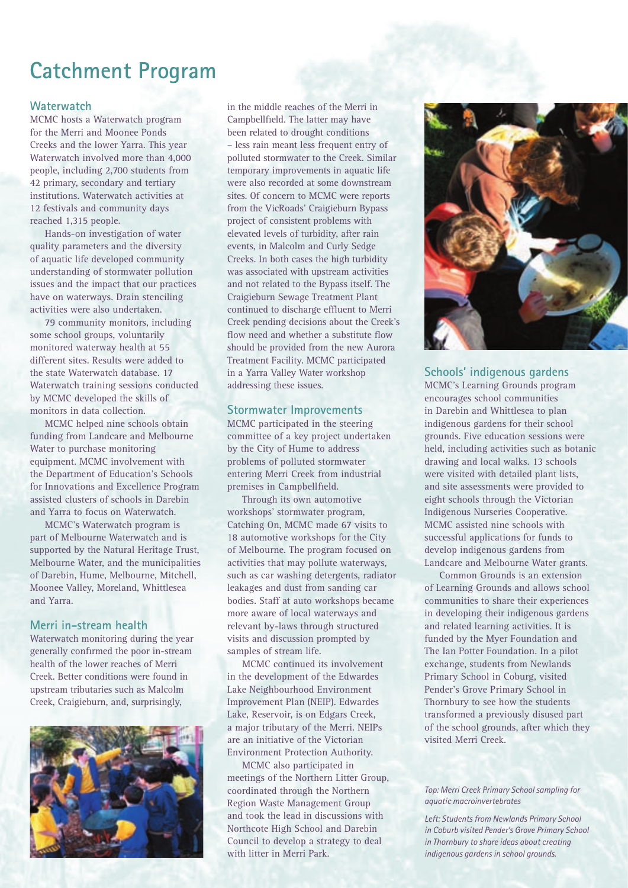# Catchment Program

## Waterwatch

MCMC hosts a Waterwatch program for the Merri and Moonee Ponds Creeks and the lower Yarra. This year Waterwatch involved more than 4,000 people, including 2,700 students from 42 primary, secondary and tertiary institutions. Waterwatch activities at 12 festivals and community days reached 1,315 people.

Hands-on investigation of water quality parameters and the diversity of aquatic life developed community understanding of stormwater pollution issues and the impact that our practices have on waterways. Drain stenciling activities were also undertaken.

79 community monitors, including some school groups, voluntarily monitored waterway health at 55 different sites. Results were added to the state Waterwatch database. 17 Waterwatch training sessions conducted by MCMC developed the skills of monitors in data collection.

MCMC helped nine schools obtain funding from Landcare and Melbourne Water to purchase monitoring equipment. MCMC involvement with the Department of Education's Schools for Innovations and Excellence Program assisted clusters of schools in Darebin and Yarra to focus on Waterwatch.

MCMC's Waterwatch program is part of Melbourne Waterwatch and is supported by the Natural Heritage Trust, Melbourne Water, and the municipalities of Darebin, Hume, Melbourne, Mitchell, Moonee Valley, Moreland, Whittlesea and Yarra.

## Merri in-stream health

Waterwatch monitoring during the year generally confirmed the poor in-stream health of the lower reaches of Merri Creek. Better conditions were found in upstream tributaries such as Malcolm Creek, Craigieburn, and, surprisingly, in the middle reaches of the Merri in Campbellfield. The latter may have been related to drought conditions – less rain meant less frequent entry of polluted stormwater to the Creek. Similar temporary improvements in aquatic life were also recorded at some downstream sites. Of concern to MCMC were reports from the VicRoads' Craigieburn Bypass project of consistent problems with elevated levels of turbidity, after rain events, in Malcolm and Curly Sedge Creeks. In both cases the high turbidity was associated with upstream activities and not related to the Bypass itself. The Craigieburn Sewage Treatment Plant continued to discharge effluent to Merri Creek pending decisions about the Creek's flow need and whether a substitute flow should be provided from the new Aurora Treatment Facility. MCMC participated in a Yarra Valley Water workshop addressing these issues.

## Stormwater Improvements

MCMC participated in the steering committee of a key project undertaken by the City of Hume to address problems of polluted stormwater entering Merri Creek from industrial premises in Campbellfield.

Through its own automotive workshops' stormwater program, Catching On, MCMC made 67 visits to 18 automotive workshops for the City of Melbourne. The program focused on activities that may pollute waterways, such as car washing detergents, radiator leakages and dust from sanding car bodies. Staff at auto workshops became more aware of local waterways and relevant by-laws through structured visits and discussion prompted by samples of stream life.

MCMC continued its involvement in the development of the Edwardes Lake Neighbourhood Environment Improvement Plan (NEIP). Edwardes Lake, Reservoir, is on Edgars Creek, a major tributary of the Merri. NEIPs are an initiative of the Victorian Environment Protection Authority.

MCMC also participated in meetings of the Northern Litter Group, coordinated through the Northern Region Waste Management Group and took the lead in discussions with Northcote High School and Darebin Council to develop a strategy to deal with litter in Merri Park.

## Schools' indigenous gardens

MCMC's Learning Grounds program encourages school communities in Darebin and Whittlesea to plan indigenous gardens for their school grounds. Five education sessions were held, including activities such as botanic drawing and local walks. 13 schools were visited with detailed plant lists, and site assessments were provided to eight schools through the Victorian Indigenous Nurseries Cooperative. MCMC assisted nine schools with successful applications for funds to develop indigenous gardens from Landcare and Melbourne Water grants.

Common Grounds is an extension of Learning Grounds and allows school communities to share their experiences in developing their indigenous gardens and related learning activities. It is funded by the Myer Foundation and The Ian Potter Foundation. In a pilot exchange, students from Newlands Primary School in Coburg, visited Pender's Grove Primary School in Thornbury to see how the students transformed a previously disused part of the school grounds, after which they visited Merri Creek.

*Top: Merri Creek Primary School sampling for aquatic macroinvertebrates*

*Left: Students from Newlands Primary School in Coburb visited Pender's Grove Primary School in Thornbury to share ideas about creating indigenous gardens in school grounds.*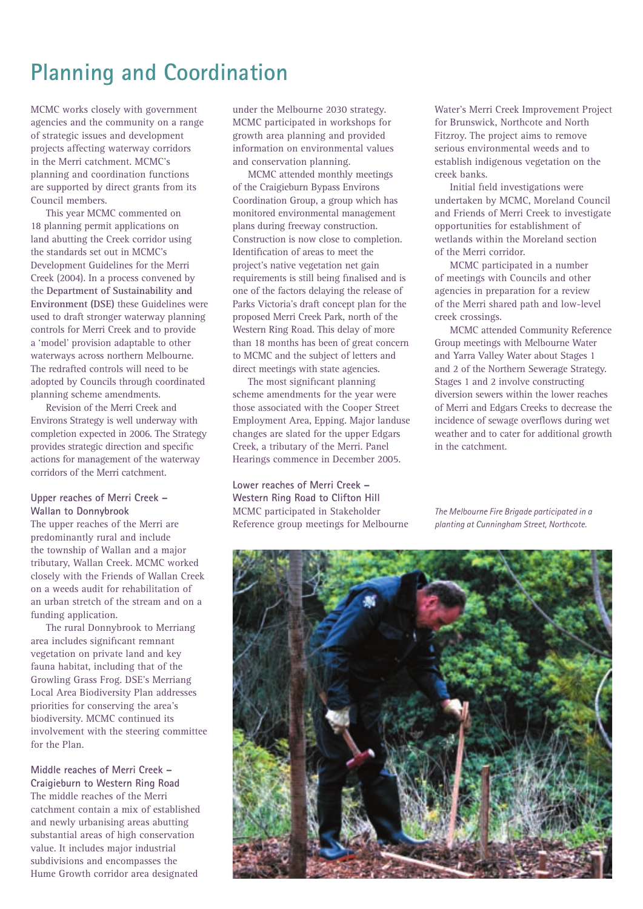# Planning and Coordination

MCMC works closely with government agencies and the community on a range of strategic issues and development projects affecting waterway corridors in the Merri catchment. MCMC's planning and coordination functions are supported by direct grants from its Council members.

This year MCMC commented on 18 planning permit applications on land abutting the Creek corridor using the standards set out in MCMC's Development Guidelines for the Merri Creek (2004). In a process convened by the **Department of Sustainability and Environment (DSE)** these Guidelines were used to draft stronger waterway planning controls for Merri Creek and to provide a 'model' provision adaptable to other waterways across northern Melbourne. The redrafted controls will need to be adopted by Councils through coordinated planning scheme amendments.

Revision of the Merri Creek and Environs Strategy is well underway with completion expected in 2006. The Strategy provides strategic direction and specific actions for management of the waterway corridors of the Merri catchment.

### Upper reaches of Merri Creek – Wallan to Donnybrook

The upper reaches of the Merri are predominantly rural and include the township of Wallan and a major tributary, Wallan Creek. MCMC worked closely with the Friends of Wallan Creek on a weeds audit for rehabilitation of an urban stretch of the stream and on a funding application.

The rural Donnybrook to Merriang area includes significant remnant vegetation on private land and key fauna habitat, including that of the Growling Grass Frog. DSE's Merriang Local Area Biodiversity Plan addresses priorities for conserving the area's biodiversity. MCMC continued its involvement with the steering committee for the Plan.

### Middle reaches of Merri Creek – Craigieburn to Western Ring Road

The middle reaches of the Merri catchment contain a mix of established and newly urbanising areas abutting substantial areas of high conservation value. It includes major industrial subdivisions and encompasses the Hume Growth corridor area designated under the Melbourne 2030 strategy. MCMC participated in workshops for growth area planning and provided information on environmental values and conservation planning.

MCMC attended monthly meetings of the Craigieburn Bypass Environs Coordination Group, a group which has monitored environmental management plans during freeway construction. Construction is now close to completion. Identification of areas to meet the project's native vegetation net gain requirements is still being finalised and is one of the factors delaying the release of Parks Victoria's draft concept plan for the proposed Merri Creek Park, north of the Western Ring Road. This delay of more than 18 months has been of great concern to MCMC and the subject of letters and direct meetings with state agencies.

The most significant planning scheme amendments for the year were those associated with the Cooper Street Employment Area, Epping. Major landuse changes are slated for the upper Edgars Creek, a tributary of the Merri. Panel Hearings commence in December 2005.

### Lower reaches of Merri Creek – Western Ring Road to Clifton Hill

MCMC participated in Stakeholder Reference group meetings for Melbourne Water's Merri Creek Improvement Project for Brunswick, Northcote and North Fitzroy. The project aims to remove serious environmental weeds and to establish indigenous vegetation on the creek banks.

Initial field investigations were undertaken by MCMC, Moreland Council and Friends of Merri Creek to investigate opportunities for establishment of wetlands within the Moreland section of the Merri corridor.

MCMC participated in a number of meetings with Councils and other agencies in preparation for a review of the Merri shared path and low-level creek crossings.

MCMC attended Community Reference Group meetings with Melbourne Water and Yarra Valley Water about Stages 1 and 2 of the Northern Sewerage Strategy. Stages 1 and 2 involve constructing diversion sewers within the lower reaches of Merri and Edgars Creeks to decrease the incidence of sewage overflows during wet weather and to cater for additional growth in the catchment.

*The Melbourne Fire Brigade participated in a planting at Cunningham Street, Northcote.*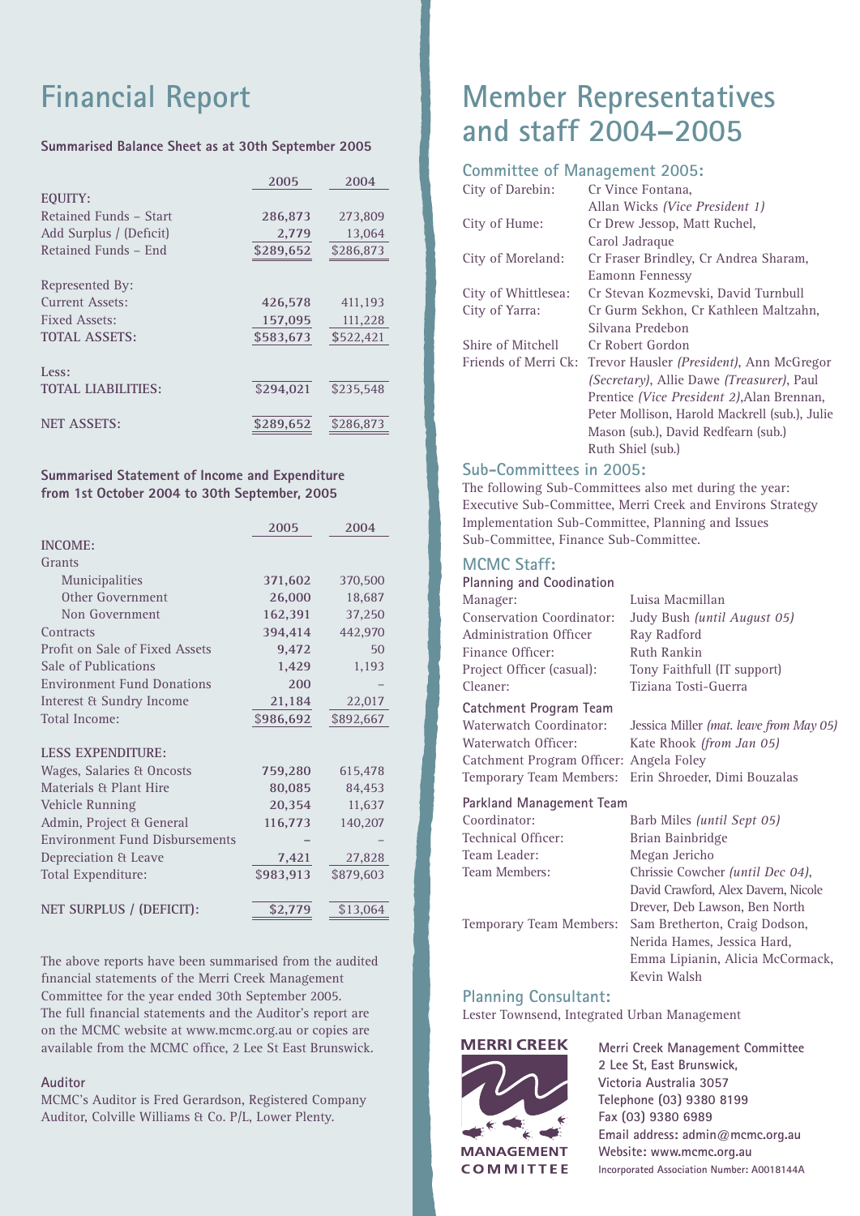# Financial Report

**Summarised Balance Sheet as at 30th September 2005**

| | 2005 | 2004 |
|---|---|---|
| EQUITY: | | |
| Retained Funds – Start | 286,873 | 273,809 |
| Add Surplus / (Deficit) | 2,779 | 13,064 |
| Retained Funds – End | $289,652 | $286,873 |
| | | |
| Represented By: | | |
| Current Assets: | 426,578 | 411,193 |
| Fixed Assets: | 157,095 | 111,228 |
| TOTAL ASSETS: | $583,673 | $522,421 |
| | | |
| Less: | | |
| TOTAL LIABILITIES: | $294,021 | $235,548 |
| | | |
| NET ASSETS: | $289,652 | $286,873 |

**Summarised Statement of Income and Expenditure from 1st October 2004 to 30th September, 2005**

| | 2005 | 2004 |
|---|---|---|
| INCOME: | | |
| Grants | | |
| Municipalities | 371,602 | 370,500 |
| Other Government | 26,000 | 18,687 |
| Non Government | 162,391 | 37,250 |
| Contracts | 394,414 | 442,970 |
| Profit on Sale of Fixed Assets | 9,472 | 50 |
| Sale of Publications | 1,429 | 1,193 |
| Environment Fund Donations | 200 | – |
| Interest & Sundry Income | 21,184 | 22,017 |
| Total Income: | $986,692 | $892,667 |
| | | |
| LESS EXPENDITURE: | | |
| Wages, Salaries & Oncosts | 759,280 | 615,478 |
| Materials & Plant Hire | 80,085 | 84,453 |
| Vehicle Running | 20,354 | 11,637 |
| Admin, Project & General | 116,773 | 140,207 |
| Environment Fund Disbursements | – | – |
| Depreciation & Leave | 7,421 | 27,828 |
| Total Expenditure: | $983,913 | $879,603 |
| | | |
| NET SURPLUS / (DEFICIT): | $2,779 | $13,064 |

The above reports have been summarised from the audited financial statements of the Merri Creek Management Committee for the year ended 30th September 2005. The full financial statements and the Auditor's report are on the MCMC website at www.mcmc.org.au or copies are available from the MCMC office, 2 Lee St East Brunswick.

**Auditor**

MCMC's Auditor is Fred Gerardson, Registered Company Auditor, Colville Williams & Co. P/L, Lower Plenty.

# Member Representatives and staff 2004–2005

## Committee of Management 2005:

| | |
|---|---|
| City of Darebin: | Cr Vince Fontana, Allan Wicks *(Vice President 1)* |
| City of Hume: | Cr Drew Jessop, Matt Ruchel, Carol Jadraque |
| City of Moreland: | Cr Fraser Brindley, Cr Andrea Sharam, Eamonn Fennessy |
| City of Whittlesea: | Cr Stevan Kozmevski, David Turnbull |
| City of Yarra: | Cr Gurm Sekhon, Cr Kathleen Maltzahn, Silvana Predebon |
| Shire of Mitchell | Cr Robert Gordon |
| Friends of Merri Ck: | Trevor Hausler *(President)*, Ann McGregor *(Secretary)*, Allie Dawe *(Treasurer)*, Paul Prentice *(Vice President 2)*, Alan Brennan, Peter Mollison, Harold Mackrell (sub.), Julie Mason (sub.), David Redfearn (sub.) Ruth Shiel (sub.) |

## Sub-Committees in 2005:

The following Sub-Committees also met during the year: Executive Sub-Committee, Merri Creek and Environs Strategy Implementation Sub-Committee, Planning and Issues Sub-Committee, Finance Sub-Committee.

## MCMC Staff:

**Planning and Coodination**

| | |
|---|---|
| Manager: | Luisa Macmillan |
| Conservation Coordinator: | Judy Bush *(until August 05)* |
| Administration Officer | Ray Radford |
| Finance Officer: | Ruth Rankin |
| Project Officer (casual): | Tony Faithfull (IT support) |
| Cleaner: | Tiziana Tosti-Guerra |

**Catchment Program Team**

| | |
|---|---|
| Waterwatch Coordinator: | Jessica Miller *(mat. leave from May 05)* |
| Waterwatch Officer: | Kate Rhook *(from Jan 05)* |
| Catchment Program Officer: | Angela Foley |
| Temporary Team Members: | Erin Shroeder, Dimi Bouzalas |

**Parkland Management Team**

| | |
|---|---|
| Coordinator: | Barb Miles *(until Sept 05)* |
| Technical Officer: | Brian Bainbridge |
| Team Leader: | Megan Jericho |
| Team Members: | Chrissie Cowcher *(until Dec 04)*, David Crawford, Alex Davern, Nicole Drever, Deb Lawson, Ben North |
| Temporary Team Members: | Sam Bretherton, Craig Dodson, Nerida Hames, Jessica Hard, Emma Lipianin, Alicia McCormack, Kevin Walsh |

## Planning Consultant:

Lester Townsend, Integrated Urban Management

MERRI CREEK MANAGEMENT COMMITTEE

**Merri Creek Management Committee**
**2 Lee St, East Brunswick,**
**Victoria Australia 3057**
**Telephone (03) 9380 8199**
**Fax (03) 9380 6989**
**Email address: admin@mcmc.org.au**
**Website: www.mcmc.org.au**
**Incorporated Association Number: A0018144A**